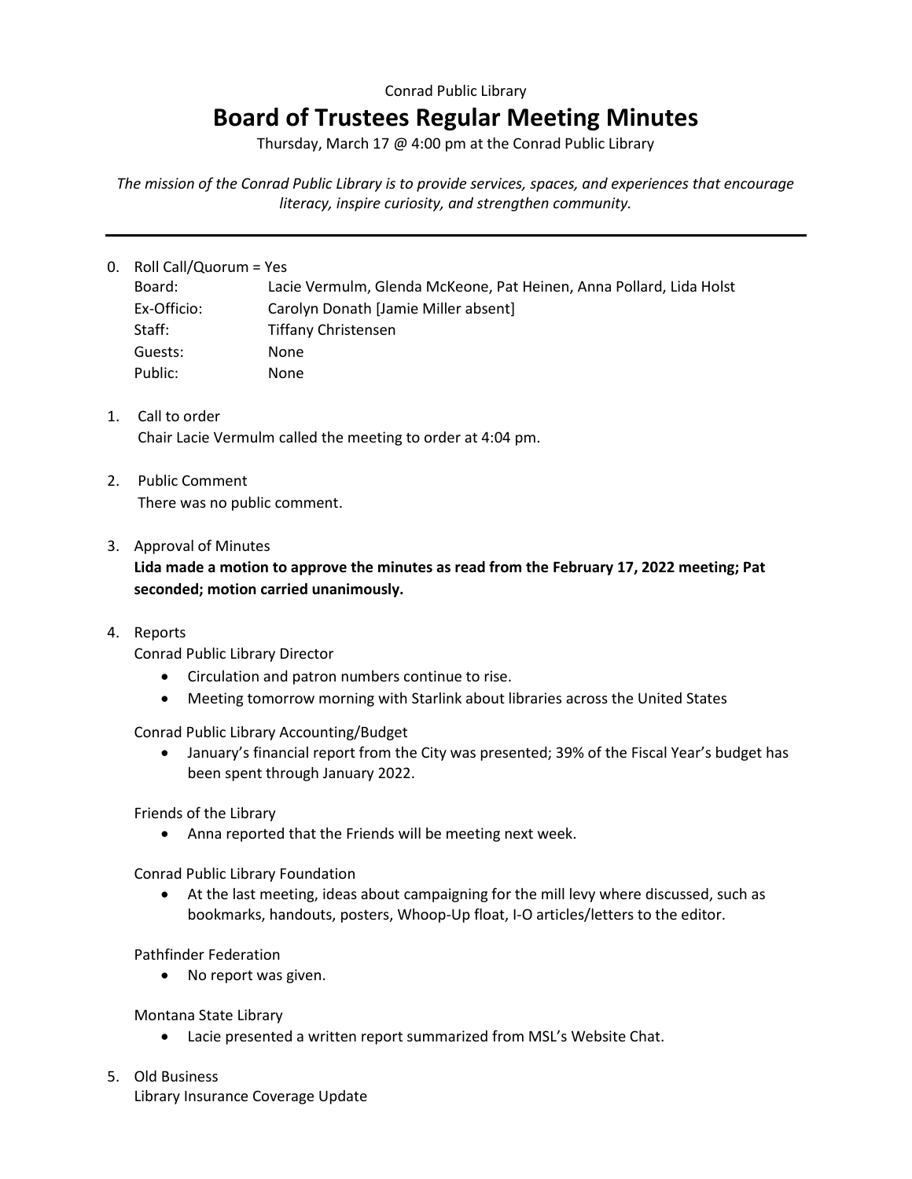Conrad Public Library

# Board of Trustees Regular Meeting Minutes

Thursday, March 17 @ 4:00 pm at the Conrad Public Library

*The mission of the Conrad Public Library is to provide services, spaces, and experiences that encourage literacy, inspire curiosity, and strengthen community.*

---

0. Roll Call/Quorum = Yes

| | |
|---|---|
| Board: | Lacie Vermulm, Glenda McKeone, Pat Heinen, Anna Pollard, Lida Holst |
| Ex-Officio: | Carolyn Donath [Jamie Miller absent] |
| Staff: | Tiffany Christensen |
| Guests: | None |
| Public: | None |

1. Call to order
   Chair Lacie Vermulm called the meeting to order at 4:04 pm.

2. Public Comment
   There was no public comment.

3. Approval of Minutes
   **Lida made a motion to approve the minutes as read from the February 17, 2022 meeting; Pat seconded; motion carried unanimously.**

4. Reports

   Conrad Public Library Director
   - Circulation and patron numbers continue to rise.
   - Meeting tomorrow morning with Starlink about libraries across the United States

   Conrad Public Library Accounting/Budget
   - January's financial report from the City was presented; 39% of the Fiscal Year's budget has been spent through January 2022.

   Friends of the Library
   - Anna reported that the Friends will be meeting next week.

   Conrad Public Library Foundation
   - At the last meeting, ideas about campaigning for the mill levy where discussed, such as bookmarks, handouts, posters, Whoop-Up float, I-O articles/letters to the editor.

   Pathfinder Federation
   - No report was given.

   Montana State Library
   - Lacie presented a written report summarized from MSL's Website Chat.

5. Old Business
   Library Insurance Coverage Update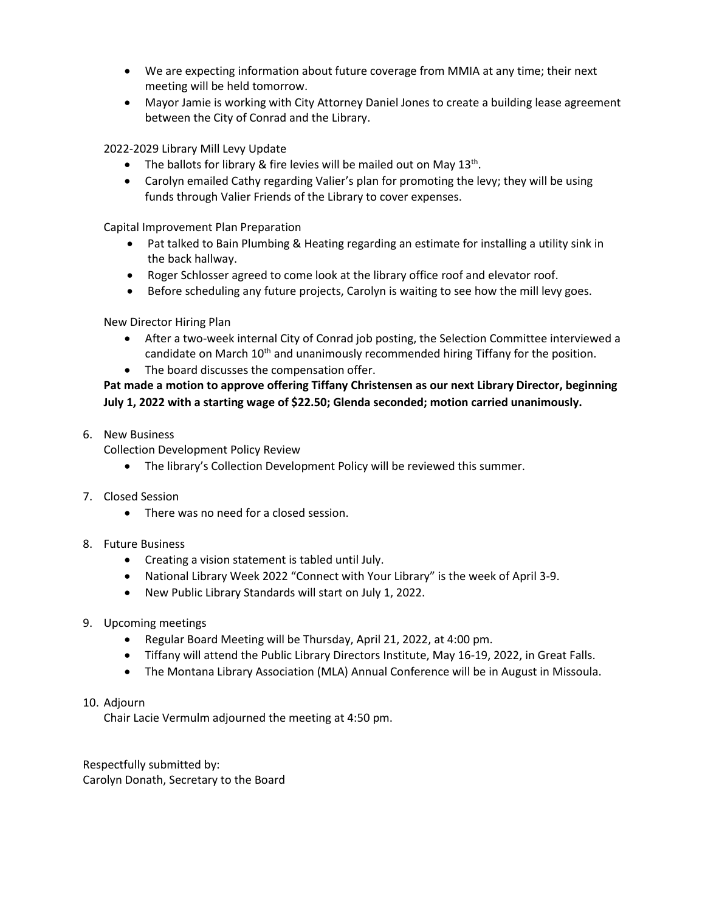- We are expecting information about future coverage from MMIA at any time; their next meeting will be held tomorrow.
- Mayor Jamie is working with City Attorney Daniel Jones to create a building lease agreement between the City of Conrad and the Library.

2022-2029 Library Mill Levy Update

- The ballots for library & fire levies will be mailed out on May 13th.
- Carolyn emailed Cathy regarding Valier's plan for promoting the levy; they will be using funds through Valier Friends of the Library to cover expenses.

Capital Improvement Plan Preparation

- Pat talked to Bain Plumbing & Heating regarding an estimate for installing a utility sink in the back hallway.
- Roger Schlosser agreed to come look at the library office roof and elevator roof.
- Before scheduling any future projects, Carolyn is waiting to see how the mill levy goes.

New Director Hiring Plan

- After a two-week internal City of Conrad job posting, the Selection Committee interviewed a candidate on March 10th and unanimously recommended hiring Tiffany for the position.
- The board discusses the compensation offer.

**Pat made a motion to approve offering Tiffany Christensen as our next Library Director, beginning July 1, 2022 with a starting wage of $22.50; Glenda seconded; motion carried unanimously.**

6. New Business

   Collection Development Policy Review

   - The library's Collection Development Policy will be reviewed this summer.

7. Closed Session

   - There was no need for a closed session.

8. Future Business

   - Creating a vision statement is tabled until July.
   - National Library Week 2022 "Connect with Your Library" is the week of April 3-9.
   - New Public Library Standards will start on July 1, 2022.

9. Upcoming meetings

   - Regular Board Meeting will be Thursday, April 21, 2022, at 4:00 pm.
   - Tiffany will attend the Public Library Directors Institute, May 16-19, 2022, in Great Falls.
   - The Montana Library Association (MLA) Annual Conference will be in August in Missoula.

10. Adjourn

    Chair Lacie Vermulm adjourned the meeting at 4:50 pm.

Respectfully submitted by:
Carolyn Donath, Secretary to the Board